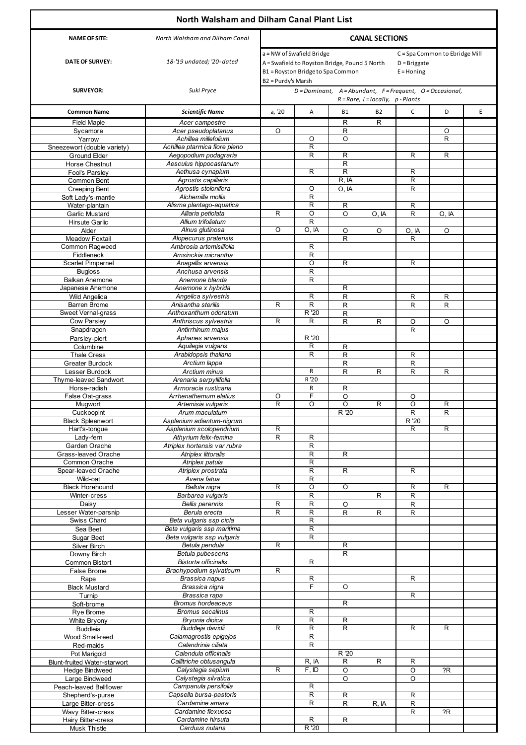# North Walsham and Dilham Canal Plant List

| | | |
|---|---|---|
| **NAME OF SITE:** | *North Walsham and Dilham Canal* | **CANAL SECTIONS** |
| **DATE OF SURVEY:** | *18-'19 undated; '20- dated* | a = NW of Swafield Bridge<br>A = Swafield to Royston Bridge, Pound 5 North<br>B1 = Royston Bridge to Spa Common<br>B2 = Purdy's Marsh<br>C = Spa Common to Ebridge Mill<br>D = Briggate<br>E = Honing |
| **SURVEYOR:** | *Suki Pryce* | *D = Dominant, A = Abundant, F = Frequent, O = Occasional, R = Rare, I = locally, p - Plants* |

| Common Name | Scientific Name | a, '20 | A | B1 | B2 | C | D | E |
|---|---|---|---|---|---|---|---|---|
| Field Maple | *Acer campestre* | | | R | R | | | |
| Sycamore | *Acer pseudoplatanus* | O | | R | | | O | |
| Yarrow | *Achillea millefolium* | | O | O | | | R | |
| Sneezewort (double variety) | *Achillea ptarmica flore pleno* | | R | | | | | |
| Ground Elder | *Aegopodium podagraria* | | R | R | | R | R | |
| Horse Chestnut | *Aesculus hippocastanum* | | | R | | | | |
| Fool's Parsley | *Aethusa cynapium* | | R | R | | R | | |
| Common Bent | *Agrostis capillaris* | | | R, IA | | R | | |
| Creeping Bent | *Agrostis stolonifera* | | O | O, IA | | R | | |
| Soft Lady's-mantle | *Alchemilla mollis* | | R | | | | | |
| Water-plantain | *Alisma plantago-aquatica* | | R | R | | R | | |
| Garlic Mustard | *Alliaria petiolata* | R | O | O | O, IA | R | O, IA | |
| Hirsute Garlic | *Allium trifoliatum* | | R | | | | | |
| Alder | *Alnus glutinosa* | O | O, IA | O | O | O, IA | O | |
| Meadow Foxtail | *Alopecurus pratensis* | | | R | | R | | |
| Common Ragweed | *Ambrosia artemisiifolia* | | R | | | | | |
| Fiddleneck | *Amsinckia micrantha* | | R | | | | | |
| Scarlet Pimpernel | *Anagallis arvensis* | | O | R | | R | | |
| Bugloss | *Anchusa arvensis* | | R | | | | | |
| Balkan Anemone | *Anemone blanda* | | R | | | | | |
| Japanese Anemone | *Anemone x hybrida* | | | R | | | | |
| Wild Angelica | *Angelica sylvestris* | | R | R | | R | R | |
| Barren Brome | *Anisantha sterilis* | R | R | R | | R | R | |
| Sweet Vernal-grass | *Anthoxanthum odoratum* | | R '20 | R | | | | |
| Cow Parsley | *Anthriscus sylvestris* | R | R | R | R | O | O | |
| Snapdragon | *Antirrhinum majus* | | | | | R | | |
| Parsley-piert | *Aphanes arvensis* | | R '20 | | | | | |
| Columbine | *Aquilegia vulgaris* | | R | R | | | | |
| Thale Cress | *Arabidopsis thaliana* | | R | R | | R | | |
| Greater Burdock | *Arctium lappa* | | | R | | R | | |
| Lesser Burdock | *Arctium minus* | | R | R | R | R | R | |
| Thyme-leaved Sandwort | *Arenaria serpyllifolia* | | R '20 | | | | | |
| Horse-radish | *Armoracia rusticana* | | R | R | | | | |
| False Oat-grass | *Arrhenathemum elatius* | O | F | O | | O | | |
| Mugwort | *Artemisia vulgaris* | R | O | O | R | O | R | |
| Cuckoopint | *Arum maculatum* | | | R '20 | | R | R | |
| Black Spleenwort | *Asplenium adiantum-nigrum* | | | | | R '20 | | |
| Hart's-tongue | *Asplenium scolopendrium* | R | | | | R | R | |
| Lady-fern | *Athyrium felix-femina* | R | R | | | | | |
| Garden Orache | *Atriplex hortensis var rubra* | | R | | | | | |
| Grass-leaved Orache | *Atriplex littoralis* | | R | R | | | | |
| Common Orache | *Atriplex patula* | | R | | | | | |
| Spear-leaved Orache | *Atriplex prostrata* | | R | R | | R | | |
| Wild-oat | *Avena fatua* | | R | | | | | |
| Black Horehound | *Ballota nigra* | R | O | O | | R | R | |
| Winter-cress | *Barbarea vulgaris* | | R | | R | R | | |
| Daisy | *Bellis perennis* | R | R | O | | R | | |
| Lesser Water-parsnip | *Berula erecta* | R | R | R | R | R | | |
| Swiss Chard | *Beta vulgaris ssp cicla* | | R | | | | | |
| Sea Beet | *Beta vulgaris ssp maritima* | | R | | | | | |
| Sugar Beet | *Beta vulgaris ssp vulgaris* | | R | | | | | |
| Silver Birch | *Betula pendula* | R | | R | | | | |
| Downy Birch | *Betula pubescens* | | | R | | | | |
| Common Bistort | *Bistorta officinalis* | | R | | | | | |
| False Brome | *Brachypodium sylvaticum* | R | | | | | | |
| Rape | *Brassica napus* | | R | | | R | | |
| Black Mustard | *Brassica nigra* | | F | O | | | | |
| Turnip | *Brassica rapa* | | | | | R | | |
| Soft-brome | *Bromus hordeaceus* | | | R | | | | |
| Rye Brome | *Bromus secalinus* | | R | | | | | |
| White Bryony | *Bryonia dioica* | | R | R | | | | |
| Buddleia | *Buddleja davidii* | R | R | R | | R | R | |
| Wood Small-reed | *Calamagrostis epigejos* | | R | | | | | |
| Red-maids | *Calandrinia ciliata* | | R | | | | | |
| Pot Marigold | *Calendula officinalis* | | | R '20 | | | | |
| Blunt-fruited Water-starwort | *Callitriche obtusangula* | | R, IA | R | R | R | | |
| Hedge Bindweed | *Calystegia sepium* | R | F, ID | O | | O | ?R | |
| Large Bindweed | *Calystegia silvatica* | | | O | | O | | |
| Peach-leaved Bellflower | *Campanula persifolia* | | R | | | | | |
| Shepherd's-purse | *Capsella bursa-pastoris* | | R | R | | R | | |
| Large Bitter-cress | *Cardamine amara* | | R | R | R, IA | R | | |
| Wavy Bitter-cress | *Cardamine flexuosa* | | | | | R | ?R | |
| Hairy Bitter-cress | *Cardamine hirsuta* | | R | R | | | | |
| Musk Thistle | *Carduus nutans* | | R '20 | | | | | |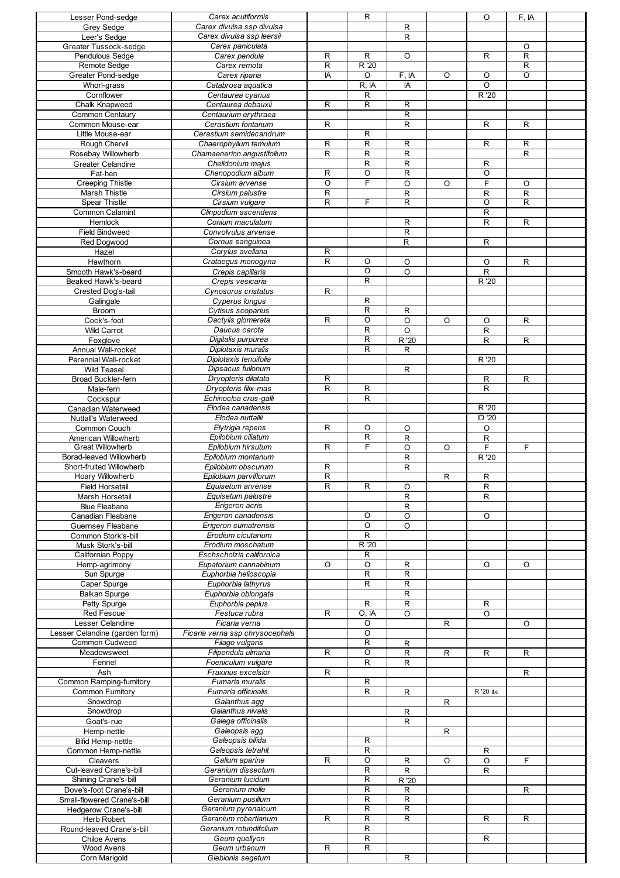| | | | | | | | | |
|---|---|---|---|---|---|---|---|---|
| Lesser Pond-sedge | *Carex acutiformis* | | R | | | O | F, IA | |
| Grey Sedge | *Carex divulsa ssp divulsa* | | | R | | | | |
| Leer's Sedge | *Carex divulsa ssp leersii* | | | R | | | | |
| Greater Tussock-sedge | *Carex paniculata* | | | | | | O | |
| Pendulous Sedge | *Carex pendula* | R | R | O | | R | R | |
| Remote Sedge | *Carex remota* | R | R '20 | | | | R | |
| Greater Pond-sedge | *Carex riparia* | IA | O | F, IA | O | O | O | |
| Whorl-grass | *Catabrosa aquatica* | | R, IA | IA | | O | | |
| Cornflower | *Centaurea cyanus* | | R | | | R '20 | | |
| Chalk Knapweed | *Centaurea debauxii* | R | R | R | | | | |
| Common Centaury | *Centaurium erythraea* | | | R | | | | |
| Common Mouse-ear | *Cerastium fontanum* | R | | R | | R | R | |
| Little Mouse-ear | *Cerastium semidecandrum* | | R | | | | | |
| Rough Chervil | *Chaerophyllum temulum* | R | R | R | | R | R | |
| Rosebay Willowherb | *Chamaenerion angustifolium* | R | R | R | | | R | |
| Greater Celandine | *Chelidonium majus* | | R | R | | R | | |
| Fat-hen | *Chenopodium album* | R | O | R | | O | | |
| Creeping Thistle | *Cirsium arvense* | O | F | O | O | F | O | |
| Marsh Thistle | *Cirsium palustre* | R | | R | | R | R | |
| Spear Thistle | *Cirsium vulgare* | R | F | R | | O | R | |
| Common Calamint | *Clinpodium ascendens* | | | | | R | | |
| Hemlock | *Conium maculatum* | | | R | | R | R | |
| Field Bindweed | *Convolvulus arvense* | | | R | | | | |
| Red Dogwood | *Cornus sanguinea* | | | R | | R | | |
| Hazel | *Corylus avellana* | R | | | | | | |
| Hawthorn | *Crataegus monogyna* | R | O | O | | O | R | |
| Smooth Hawk's-beard | *Crepis capillaris* | | O | O | | R | | |
| Beaked Hawk's-beard | *Crepis vesicaria* | | R | | | R '20 | | |
| Crested Dog's-tail | *Cynosurus cristatus* | R | | | | | | |
| Galingale | *Cyperus longus* | | R | | | | | |
| Broom | *Cytisus scoparius* | | R | R | | | | |
| Cock's-foot | *Dactylis glomerata* | R | O | O | O | O | R | |
| Wild Carrot | *Daucus carota* | | R | O | | R | | |
| Foxglove | *Digitalis purpurea* | | R | R '20 | | R | R | |
| Annual Wall-rocket | *Diplotaxis muralis* | | R | R | | | | |
| Perennial Wall-rocket | *Diplotaxis tenuifolia* | | | | | R '20 | | |
| Wild Teasel | *Dipsacus fullonum* | | | R | | | | |
| Broad Buckler-fern | *Dryopteris dilatata* | R | | | | R | R | |
| Male-fern | *Dryopteris filix-mas* | R | R | | | R | | |
| Cockspur | *Echinocloa crus-galli* | | R | | | | | |
| Canadian Waterweed | *Elodea canadensis* | | | | | R '20 | | |
| Nuttall's Waterweed | *Elodea nuttallii* | | | | | ID '20 | | |
| Common Couch | *Elytrigia repens* | R | O | O | | O | | |
| American Willowherb | *Epilobium ciliatum* | | R | R | | R | | |
| Great Willowherb | *Epilobium hirsutum* | R | F | O | O | F | F | |
| Borad-leaved Willowherb | *Epilobium montanum* | | | R | | R '20 | | |
| Short-fruited Willowherb | *Epilobium obscurum* | R | | R | | | | |
| Hoary Willowherb | *Epilobium parviflorum* | R | | | R | R | | |
| Field Horsetail | *Equisetum arvense* | R | R | O | | R | | |
| Marsh Horsetail | *Equisetum palustre* | | | R | | R | | |
| Blue Fleabane | *Erigeron acris* | | | R | | | | |
| Canadian Fleabane | *Erigeron canadensis* | | O | O | | O | | |
| Guernsey Fleabane | *Erigeron sumatrensis* | | O | O | | | | |
| Common Stork's-bill | *Erodium cicutarium* | | R | | | | | |
| Musk Stork's-bill | *Erodium moschatum* | | R '20 | | | | | |
| Californian Poppy | *Eschscholzia californica* | | R | | | | | |
| Hemp-agrimony | *Eupatorium cannabinum* | O | O | R | | O | O | |
| Sun Spurge | *Euphorbia helioscopia* | | R | R | | | | |
| Caper Spurge | *Euphorbia lathyrus* | | R | R | | | | |
| Balkan Spurge | *Euphorbia oblongata* | | | R | | | | |
| Petty Spurge | *Euphorbia peplus* | | R | R | | R | | |
| Red Fescue | *Festuca rubra* | R | O, IA | O | | O | | |
| Lesser Celandine | *Ficaria verna* | | O | | R | | O | |
| Lesser Celandine (garden form) | *Ficaria verna ssp chrysocephala* | | O | | | | | |
| Common Cudweed | *Filago vulgaris* | | R | R | | | | |
| Meadowsweet | *Filipendula ulmaria* | R | O | R | R | R | R | |
| Fennel | *Foeniculum vulgare* | | R | R | | | | |
| Ash | *Fraxinus excelsior* | R | | | | | R | |
| Common Ramping-fumitory | *Fumaria muralis* | | R | | | | | |
| Common Fumitory | *Fumaria officinalis* | | R | R | | R '20 tbc | | |
| Snowdrop | *Galanthus agg* | | | | R | | | |
| Snowdrop | *Galanthus nivalis* | | | R | | | | |
| Goat's-rue | *Galega officinalis* | | | R | | | | |
| Hemp-nettle | *Galeopsis agg* | | | | R | | | |
| Bifid Hemp-nettle | *Galeopsis bifida* | | R | | | | | |
| Common Hemp-nettle | *Galeopsis tetrahit* | | R | | | R | | |
| Cleavers | *Galium aparine* | R | O | R | O | O | F | |
| Cut-leaved Crane's-bill | *Geranium dissectum* | | R | R | | R | | |
| Shining Crane's-bill | *Geranium lucidum* | | R | R '20 | | | | |
| Dove's-foot Crane's-bill | *Geranium molle* | | R | R | | | R | |
| Small-flowered Crane's-bill | *Geranium pusillum* | | R | R | | | | |
| Hedgerow Crane's-bill | *Geranium pyrenaicum* | | R | R | | | | |
| Herb Robert | *Geranium robertianum* | R | R | R | | R | R | |
| Round-leaved Crane's-bill | *Geranium rotundifolium* | | R | | | | | |
| Chiloe Avens | *Geum quellyon* | | R | | | R | | |
| Wood Avens | *Geum urbanum* | R | R | | | | | |
| Corn Marigold | *Glebionis segetum* | | | R | | | | |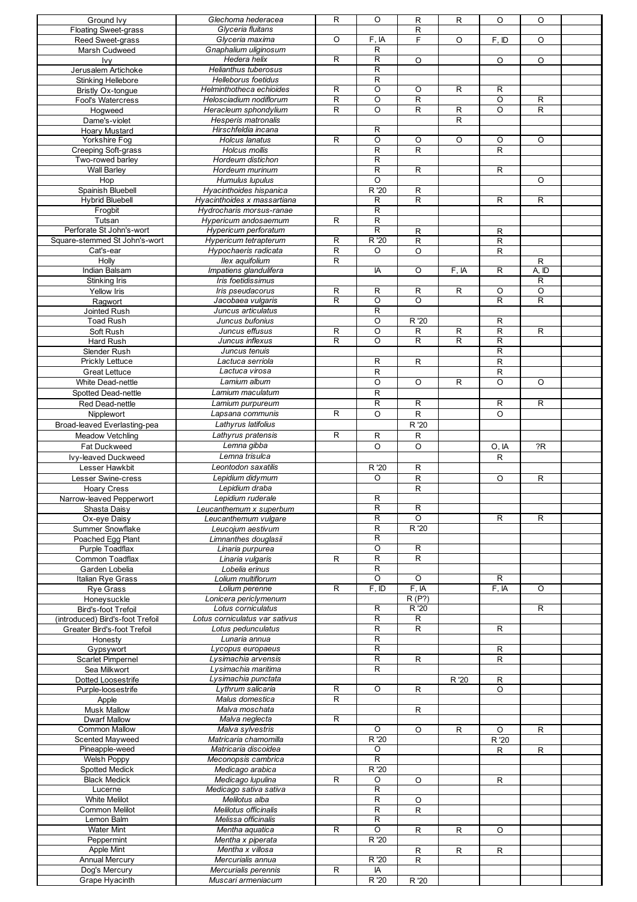| | | | | | | | | |
|---|---|---|---|---|---|---|---|---|
| Ground Ivy | *Glechoma hederacea* | R | O | R | R | O | O | |
| Floating Sweet-grass | *Glyceria fluitans* | | | R | | | | |
| Reed Sweet-grass | *Glyceria maxima* | O | F, IA | F | O | F, ID | O | |
| Marsh Cudweed | *Gnaphalium uliginosum* | | R | | | | | |
| Ivy | *Hedera helix* | R | R | O | | O | O | |
| Jerusalem Artichoke | *Helianthus tuberosus* | | R | | | | | |
| Stinking Hellebore | *Helleborus foetidus* | | R | | | | | |
| Bristly Ox-tongue | *Helminthotheca echioides* | R | O | O | R | R | | |
| Fool's Watercress | *Helosciadium nodiflorum* | R | O | R | | O | R | |
| Hogweed | *Heracleum sphondylium* | R | O | R | R | O | R | |
| Dame's-violet | *Hesperis matronalis* | | | | R | | | |
| Hoary Mustard | *Hirschfeldia incana* | | R | | | | | |
| Yorkshire Fog | *Holcus lanatus* | R | O | O | O | O | O | |
| Creeping Soft-grass | *Holcus mollis* | | R | R | | R | | |
| Two-rowed barley | *Hordeum distichon* | | R | | | | | |
| Wall Barley | *Hordeum murinum* | | R | R | | R | | |
| Hop | *Humulus lupulus* | | O | | | | O | |
| Spainish Bluebell | *Hyacinthoides hispanica* | | R '20 | R | | | | |
| Hybrid Bluebell | *Hyacinthoides x massartiana* | | R | R | | R | R | |
| Frogbit | *Hydrocharis morsus-ranae* | | R | | | | | |
| Tutsan | *Hypericum andosaemum* | R | R | | | | | |
| Perforate St John's-wort | *Hypericum perforatum* | | R | R | | R | | |
| Square-stemmed St John's-wort | *Hypericum tetrapterum* | R | R '20 | R | | R | | |
| Cat's-ear | *Hypochaeris radicata* | R | O | O | | R | | |
| Holly | *Ilex aquifolium* | R | | | | | R | |
| Indian Balsam | *Impatiens glandulifera* | | IA | O | F, IA | R | A, ID | |
| Stinking Iris | *Iris foetidissimus* | | | | | | R | |
| Yellow Iris | *Iris pseudacorus* | R | R | R | R | O | O | |
| Ragwort | *Jacobaea vulgaris* | R | O | O | | R | R | |
| Jointed Rush | *Juncus articulatus* | | R | | | | | |
| Toad Rush | *Juncus bufonius* | | O | R '20 | | R | | |
| Soft Rush | *Juncus effusus* | R | O | R | R | R | R | |
| Hard Rush | *Juncus inflexus* | R | O | R | R | R | | |
| Slender Rush | *Juncus tenuis* | | | | | R | | |
| Prickly Lettuce | *Lactuca serriola* | | R | R | | R | | |
| Great Lettuce | *Lactuca virosa* | | R | | | R | | |
| White Dead-nettle | *Lamium album* | | O | O | R | O | O | |
| Spotted Dead-nettle | *Lamium maculatum* | | R | | | | | |
| Red Dead-nettle | *Lamium purpureum* | | R | R | | R | R | |
| Nipplewort | *Lapsana communis* | R | O | R | | O | | |
| Broad-leaved Everlasting-pea | *Lathyrus latifolius* | | | R '20 | | | | |
| Meadow Vetchling | *Lathyrus pratensis* | R | R | R | | | | |
| Fat Duckweed | *Lemna gibba* | | O | O | | O, IA | ?R | |
| Ivy-leaved Duckweed | *Lemna trisulca* | | | | | R | | |
| Lesser Hawkbit | *Leontodon saxatilis* | | R '20 | R | | | | |
| Lesser Swine-cress | *Lepidium didymum* | | O | R | | O | R | |
| Hoary Cress | *Lepidium draba* | | | R | | | | |
| Narrow-leaved Pepperwort | *Lepidium ruderale* | | R | | | | | |
| Shasta Daisy | *Leucanthemum x superbum* | | R | R | | | | |
| Ox-eye Daisy | *Leucanthemum vulgare* | | R | O | | R | R | |
| Summer Snowflake | *Leucojum aestivum* | | R | R '20 | | | | |
| Poached Egg Plant | *Limnanthes douglasii* | | R | | | | | |
| Purple Toadflax | *Linaria purpurea* | | O | R | | | | |
| Common Toadflax | *Linaria vulgaris* | R | R | R | | | | |
| Garden Lobelia | *Lobelia erinus* | | R | | | | | |
| Italian Rye Grass | *Lolium multiflorum* | | O | O | | R | | |
| Rye Grass | *Lolium perenne* | R | F, ID | F, IA | | F, IA | O | |
| Honeysuckle | *Lonicera periclymenum* | | | R (P?) | | | | |
| Bird's-foot Trefoil | *Lotus corniculatus* | | R | R '20 | | | R | |
| (introduced) Bird's-foot Trefoil | *Lotus corniculatus var sativus* | | R | R | | | | |
| Greater Bird's-foot Trefoil | *Lotus pedunculatus* | | R | R | | R | | |
| Honesty | *Lunaria annua* | | R | | | | | |
| Gypsywort | *Lycopus europaeus* | | R | | | R | | |
| Scarlet Pimpernel | *Lysimachia arvensis* | | R | R | | R | | |
| Sea Milkwort | *Lysimachia maritima* | | R | | | | | |
| Dotted Loosestrife | *Lysimachia punctata* | | | | R '20 | R | | |
| Purple-loosestrife | *Lythrum salicaria* | R | O | R | | O | | |
| Apple | *Malus domestica* | R | | | | | | |
| Musk Mallow | *Malva moschata* | | | R | | | | |
| Dwarf Mallow | *Malva neglecta* | R | | | | | | |
| Common Mallow | *Malva sylvestris* | | O | O | R | O | R | |
| Scented Mayweed | *Matricaria chamomilla* | | R '20 | | | R '20 | | |
| Pineapple-weed | *Matricaria discoidea* | | O | | | R | R | |
| Welsh Poppy | *Meconopsis cambrica* | | R | | | | | |
| Spotted Medick | *Medicago arabica* | | R '20 | | | | | |
| Black Medick | *Medicago lupulina* | R | O | O | | R | | |
| Lucerne | *Medicago sativa sativa* | | R | | | | | |
| White Melilot | *Melilotus alba* | | R | O | | | | |
| Common Melilot | *Melilotus officinalis* | | R | R | | | | |
| Lemon Balm | *Melissa officinalis* | | R | | | | | |
| Water Mint | *Mentha aquatica* | R | O | R | R | O | | |
| Peppermint | *Mentha x piperata* | | R '20 | | | | | |
| Apple Mint | *Mentha x villosa* | | | R | R | R | | |
| Annual Mercury | *Mercurialis annua* | | R '20 | R | | | | |
| Dog's Mercury | *Mercurialis perennis* | R | IA | | | | | |
| Grape Hyacinth | *Muscari armeniacum* | | R '20 | R '20 | | | | |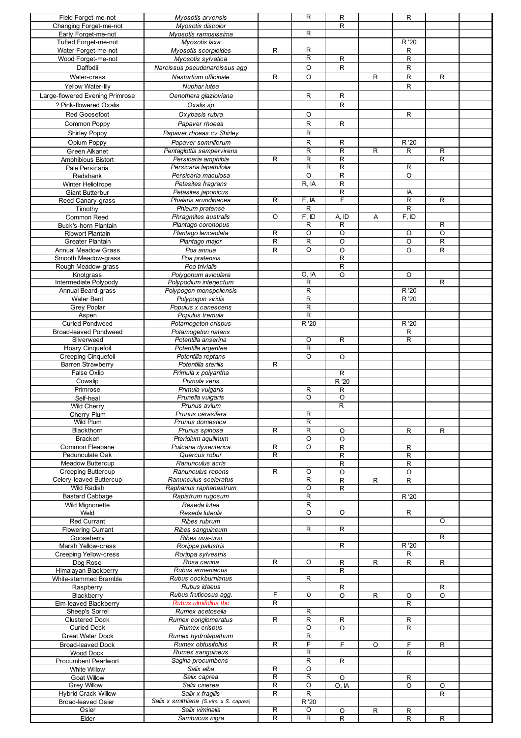| Field Forget-me-not | *Myosotis arvensis* | | R | R | | R | | |
|---|---|---|---|---|---|---|---|---|
| Changing Forget-me-not | *Myosotis discolor* | | | R | | | | |
| Early Forget-me-not | *Myosotis ramosissima* | | R | | | | | |
| Tufted Forget-me-not | *Myosotis laxa* | | | | | R '20 | | |
| Water Forget-me-not | *Myosotis scorpioides* | R | R | | | R | | |
| Wood Forget-me-not | *Myosotis sylvatica* | | R | R | | R | | |
| Daffodil | *Narcissus pseudonarcissus agg* | | O | R | | R | | |
| Water-cress | *Nasturtium officinale* | R | O | | R | R | R | |
| Yellow Water-lily | *Nuphar lutea* | | | | | R | | |
| Large-flowered Evening Primrose | *Oenothera glazioviana* | | R | R | | | | |
| ? Pink-flowered Oxalis | *Oxalis sp* | | | R | | | | |
| Red Goosefoot | *Oxybasis rubra* | | O | | | R | | |
| Common Poppy | *Papaver rhoeas* | | R | R | | | | |
| Shirley Poppy | *Papaver rhoeas cv Shirley* | | R | | | | | |
| Opium Poppy | *Papaver somniferum* | | R | R | | R '20 | | |
| Green Alkanet | *Pentaglottis sempervirens* | | R | R | R | R | R | |
| Amphibious Bistort | *Persicaria amphibia* | R | R | R | | | R | |
| Pale Persicaria | *Persicaria lapathifolia* | | R | R | | R | | |
| Redshank | *Persicaria maculosa* | | O | R | | O | | |
| Winter Heliotrope | *Petasites fragrans* | | R, IA | R | | | | |
| Giant Butterbur | *Petasites japonicus* | | | R | | IA | | |
| Reed Canary-grass | *Phalaris arundinacea* | R | F, IA | F | | R | R | |
| Timothy | *Phleum pratense* | | R | | | R | | |
| Common Reed | *Phragmites australis* | O | F, ID | A, ID | A | F, ID | | |
| Buck's-horn Plantain | *Plantago coronopus* | | R | R | | | R | |
| Ribwort Plantain | *Plantago lanceolata* | R | O | O | | O | O | |
| Greater Plantain | *Plantago major* | R | R | O | | O | R | |
| Annual Meadow Grass | *Poa annua* | R | O | O | | O | R | |
| Smooth Meadow-grass | *Poa pratensis* | | | R | | | | |
| Rough Meadow-grass | *Poa trivialis* | | | R | | | | |
| Knotgrass | *Polygonum aviculare* | | O, IA | O | | O | | |
| Intermediate Polypody | *Polypodium interjectum* | | R | | | | R | |
| Annual Beard-grass | *Polypogon monspeliensis* | | R | | | R '20 | | |
| Water Bent | *Polypogon viridis* | | R | | | R '20 | | |
| Grey Poplar | *Populus x canescens* | | R | | | | | |
| Aspen | *Populus tremula* | | R | | | | | |
| Curled Pondweed | *Potamogeton crispus* | | R '20 | | | R '20 | | |
| Broad-leaved Pondweed | *Potamogeton natans* | | | | | R | | |
| Silverweed | *Potentilla anserina* | | O | R | | R | | |
| Hoary Cinquefoil | *Potentilla argentea* | | R | | | | | |
| Creeping Cinquefoil | *Potentilla reptans* | | O | O | | | | |
| Barren Strawberry | *Potentilla sterilis* | R | | | | | | |
| False Oxlip | *Primula x polyantha* | | | R | | | | |
| Cowslip | *Primula veris* | | | R '20 | | | | |
| Primrose | *Primula vulgaris* | | R | R | | | | |
| Self-heal | *Prunella vulgaris* | | O | O | | | | |
| Wild Cherry | *Prunus avium* | | | R | | | | |
| Cherry Plum | *Prunus cerasifera* | | R | | | | | |
| Wild Plum | *Prunus domestica* | | R | | | | | |
| Blackthorn | *Prunus spinosa* | R | R | O | | R | R | |
| Bracken | *Pteridium aquilinum* | | O | O | | | | |
| Common Fleabane | *Pulicaria dysenterica* | R | O | R | | R | | |
| Pedunculate Oak | *Quercus robur* | R | | R | | R | | |
| Meadow Buttercup | *Ranunculus acris* | | | R | | R | | |
| Creeping Buttercup | *Ranunculus repens* | R | O | O | | O | | |
| Celery-leaved Buttercup | *Ranunculus sceleratus* | | R | R | R | R | | |
| Wild Radish | *Raphanus raphanastrum* | | O | R | | | | |
| Bastard Cabbage | *Rapistrum rugosum* | | R | | | R '20 | | |
| Wild Mignonette | *Reseda lutea* | | R | | | | | |
| Weld | *Reseda luteola* | | O | O | | R | | |
| Red Currant | *Ribes rubrum* | | | | | | O | |
| Flowering Currant | *Ribes sanguineum* | | R | R | | | | |
| Gooseberry | *Ribes uva-ursi* | | | | | | R | |
| Marsh Yellow-cress | *Rorippa palustris* | | | R | | R '20 | | |
| Creeping Yellow-cress | *Rorippa sylvestris* | | | | | R | | |
| Dog Rose | *Rosa canina* | R | O | R | R | R | R | |
| Himalayan Blackberry | *Rubus armeniacus* | | | R | | | | |
| White-stemmed Bramble | *Rubus cockburnianus* | | R | | | | | |
| Raspberry | *Rubus idaeus* | | | R | | | R | |
| Blackberry | *Rubus fruticosus agg.* | F | O | O | R | O | O | |
| Elm-leaved Blackberry | *Rubus ulmifolius tbc* | R | | | | R | | |
| Sheep's Sorrel | *Rumex acetosella* | | R | | | | | |
| Clustered Dock | *Rumex conglomeratus* | R | R | R | | R | | |
| Curled Dock | *Rumex crispus* | | O | O | | R | | |
| Great Water Dock | *Rumex hydrolapathum* | | R | | | | | |
| Broad-leaved Dock | *Rumex obtusifolius* | R | F | F | O | F | R | |
| Wood Dock | *Rumex sanguineus* | | R | | | R | | |
| Procumbent Pearlwort | *Sagina procumbens* | | R | R | | | | |
| White Willow | *Salix alba* | R | O | | | | | |
| Goat Willow | *Salix caprea* | R | R | O | | R | | |
| Grey Willow | *Salix cinerea* | R | O | O, IA | | O | O | |
| Hybrid Crack Willow | *Salix x fragilis* | R | R | | | | R | |
| Broad-leaved Osier | *Salix x smithiana (S.vim. x S. caprea)* | | R '20 | | | | | |
| Osier | *Salix viminalis* | R | O | O | R | R | | |
| Elder | *Sambucus nigra* | R | R | R | | R | R | |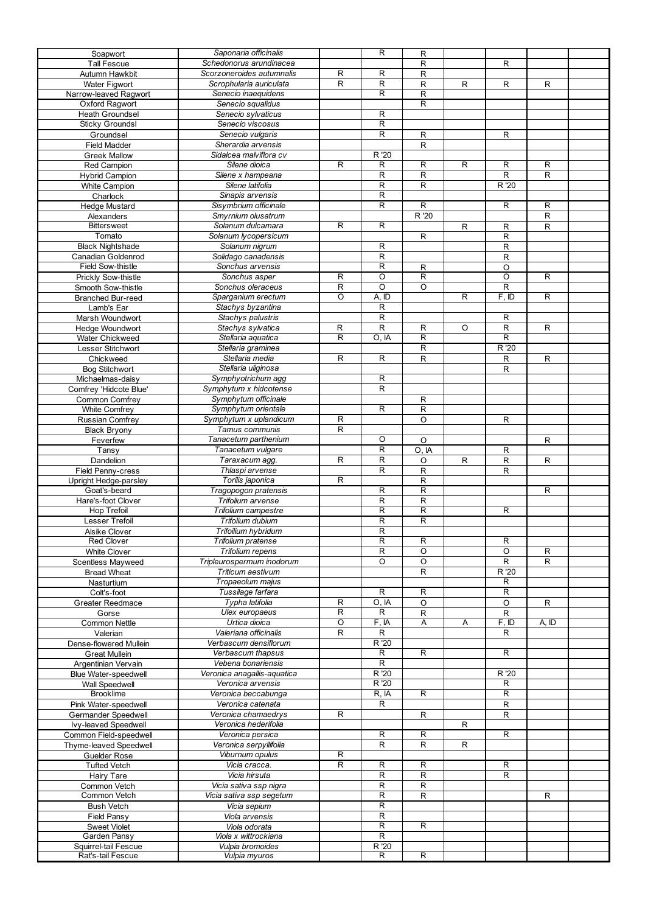| | | | | | | | | |
|---|---|---|---|---|---|---|---|---|
| Soapwort | *Saponaria officinalis* | | R | R | | | | |
| Tall Fescue | *Schedonorus arundinacea* | | | R | | R | | |
| Autumn Hawkbit | *Scorzoneroides autumnalis* | R | R | R | | | | |
| Water Figwort | *Scrophularia auriculata* | R | R | R | R | R | R | |
| Narrow-leaved Ragwort | *Senecio inaequidens* | | R | R | | | | |
| Oxford Ragwort | *Senecio squalidus* | | | R | | | | |
| Heath Groundsel | *Senecio sylvaticus* | | R | | | | | |
| Sticky Groundsl | *Senecio viscosus* | | R | | | | | |
| Groundsel | *Senecio vulgaris* | | R | R | | R | | |
| Field Madder | *Sherardia arvensis* | | | R | | | | |
| Greek Mallow | *Sidalcea malviflora cv* | | R '20 | | | | | |
| Red Campion | *Silene dioica* | R | R | R | R | R | R | |
| Hybrid Campion | *Silene x hampeana* | | R | R | | R | R | |
| White Campion | *Silene latifolia* | | R | R | | R '20 | | |
| Charlock | *Sinapis arvensis* | | R | | | | | |
| Hedge Mustard | *Sisymbrium officinale* | | R | R | | R | R | |
| Alexanders | *Smyrnium olusatrum* | | | R '20 | | | R | |
| Bittersweet | *Solanum dulcamara* | R | R | | R | R | R | |
| Tomato | *Solanum lycopersicum* | | | R | | R | | |
| Black Nightshade | *Solanum nigrum* | | R | | | R | | |
| Canadian Goldenrod | *Solidago canadensis* | | R | | | R | | |
| Field Sow-thistle | *Sonchus arvensis* | | R | R | | O | | |
| Prickly Sow-thistle | *Sonchus asper* | R | O | R | | O | R | |
| Smooth Sow-thistle | *Sonchus oleraceus* | R | O | O | | R | | |
| Branched Bur-reed | *Sparganium erectum* | O | A, ID | | R | F, ID | R | |
| Lamb's Ear | *Stachys byzantina* | | R | | | | | |
| Marsh Woundwort | *Stachys palustris* | | R | | | R | | |
| Hedge Woundwort | *Stachys sylvatica* | R | R | R | O | R | R | |
| Water Chickweed | *Stellaria aquatica* | R | O, IA | R | | R | | |
| Lesser Stitchwort | *Stellaria graminea* | | | R | | R '20 | | |
| Chickweed | *Stellaria media* | R | R | R | | R | R | |
| Bog Stitchwort | *Stellaria uliginosa* | | | | | R | | |
| Michaelmas-daisy | *Symphyotrichum agg* | | R | | | | | |
| Comfrey 'Hidcote Blue' | *Symphytum x hidcotense* | | R | | | | | |
| Common Comfrey | *Symphytum officinale* | | | R | | | | |
| White Comfrey | *Symphytum orientale* | | R | R | | | | |
| Russian Comfrey | *Symphytum x uplandicum* | R | | O | | R | | |
| Black Bryony | *Tamus communis* | R | | | | | | |
| Feverfew | *Tanacetum parthenium* | | O | O | | | R | |
| Tansy | *Tanacetum vulgare* | | R | O, IA | | R | | |
| Dandelion | *Taraxacum agg.* | R | R | O | R | R | R | |
| Field Penny-cress | *Thlaspi arvense* | | R | R | | R | | |
| Upright Hedge-parsley | *Torilis japonica* | R | | R | | | | |
| Goat's-beard | *Tragopogon pratensis* | | R | R | | | R | |
| Hare's-foot Clover | *Trifolium arvense* | | R | R | | | | |
| Hop Trefoil | *Trifolium campestre* | | R | R | | R | | |
| Lesser Trefoil | *Trifolium dubium* | | R | R | | | | |
| Alsike Clover | *Trifoilium hybridum* | | R | | | | | |
| Red Clover | *Trifolium pratense* | | R | R | | R | | |
| White Clover | *Trifolium repens* | | R | O | | O | R | |
| Scentless Mayweed | *Tripleurospermum inodorum* | | O | O | | R | R | |
| Bread Wheat | *Triticum aestivum* | | | R | | R '20 | | |
| Nasturtium | *Tropaeolum majus* | | | | | R | | |
| Colt's-foot | *Tussilage farfara* | | R | R | | R | | |
| Greater Reedmace | *Typha latifolia* | R | O, IA | O | | O | R | |
| Gorse | *Ulex europaeus* | R | R | R | | R | | |
| Common Nettle | *Urtica dioica* | O | F, IA | A | A | F, ID | A, ID | |
| Valerian | *Valeriana officinalis* | R | R | | | R | | |
| Dense-flowered Mullein | *Verbascum densiflorum* | | R '20 | | | | | |
| Great Mullein | *Verbascum thapsus* | | R | R | | R | | |
| Argentinian Vervain | *Vebena bonariensis* | | R | | | | | |
| Blue Water-speedwell | *Veronica anagallis-aquatica* | | R '20 | | | R '20 | | |
| Wall Speedwell | *Veronica arvensis* | | R '20 | | | R | | |
| Brooklime | *Veronica beccabunga* | | R, IA | R | | R | | |
| Pink Water-speedwell | *Veronica catenata* | | R | | | R | | |
| Germander Speedwell | *Veronica chamaedrys* | R | | R | | R | | |
| Ivy-leaved Speedwell | *Veronica hederifolia* | | | | R | | | |
| Common Field-speedwell | *Veronica persica* | | R | R | | R | | |
| Thyme-leaved Speedwell | *Veronica serpyllifolia* | | R | R | R | | | |
| Guelder Rose | *Viburnum opulus* | R | | | | | | |
| Tufted Vetch | *Vicia cracca.* | R | R | R | | R | | |
| Hairy Tare | *Vicia hirsuta* | | R | R | | R | | |
| Common Vetch | *Vicia sativa ssp nigra* | | R | R | | | | |
| Common Vetch | *Vicia sativa ssp segetum* | | R | R | | | R | |
| Bush Vetch | *Vicia sepium* | | R | | | | | |
| Field Pansy | *Viola arvensis* | | R | | | | | |
| Sweet Violet | *Viola odorata* | | R | R | | | | |
| Garden Pansy | *Viola x wittrockiana* | | R | | | | | |
| Squirrel-tail Fescue | *Vulpia bromoides* | | R '20 | | | | | |
| Rat's-tail Fescue | *Vulpia myuros* | | R | R | | | | |